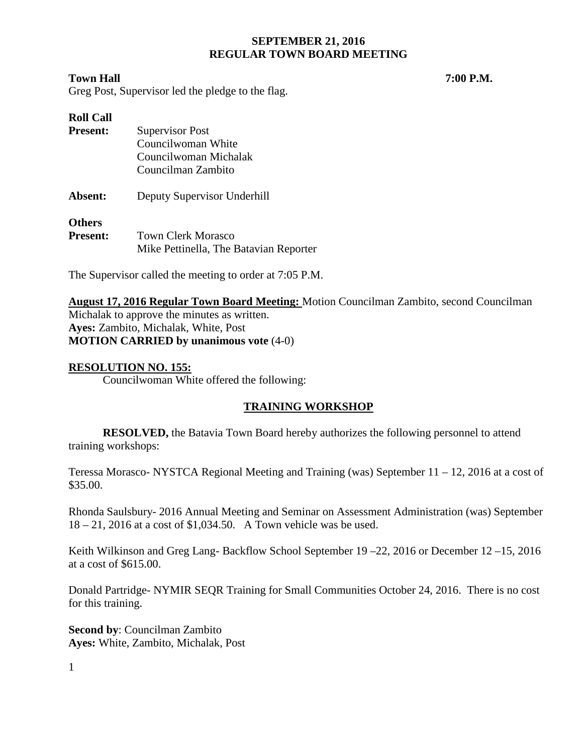# SEPTEMBER 21, 2016
# REGULAR TOWN BOARD MEETING

**Town Hall** **7:00 P.M.**

Greg Post, Supervisor led the pledge to the flag.

**Roll Call**

**Present:** Supervisor Post
Councilwoman White
Councilwoman Michalak
Councilman Zambito

**Absent:** Deputy Supervisor Underhill

**Others**
**Present:** Town Clerk Morasco
Mike Pettinella, The Batavian Reporter

The Supervisor called the meeting to order at 7:05 P.M.

**August 17, 2016 Regular Town Board Meeting:** Motion Councilman Zambito, second Councilman Michalak to approve the minutes as written.
**Ayes:** Zambito, Michalak, White, Post
**MOTION CARRIED by unanimous vote** (4-0)

**RESOLUTION NO. 155:**

Councilwoman White offered the following:

## TRAINING WORKSHOP

**RESOLVED,** the Batavia Town Board hereby authorizes the following personnel to attend training workshops:

Teressa Morasco- NYSTCA Regional Meeting and Training (was) September 11 – 12, 2016 at a cost of $35.00.

Rhonda Saulsbury- 2016 Annual Meeting and Seminar on Assessment Administration (was) September 18 – 21, 2016 at a cost of $1,034.50. A Town vehicle was be used.

Keith Wilkinson and Greg Lang- Backflow School September 19 –22, 2016 or December 12 –15, 2016 at a cost of $615.00.

Donald Partridge- NYMIR SEQR Training for Small Communities October 24, 2016. There is no cost for this training.

**Second by**: Councilman Zambito
**Ayes:** White, Zambito, Michalak, Post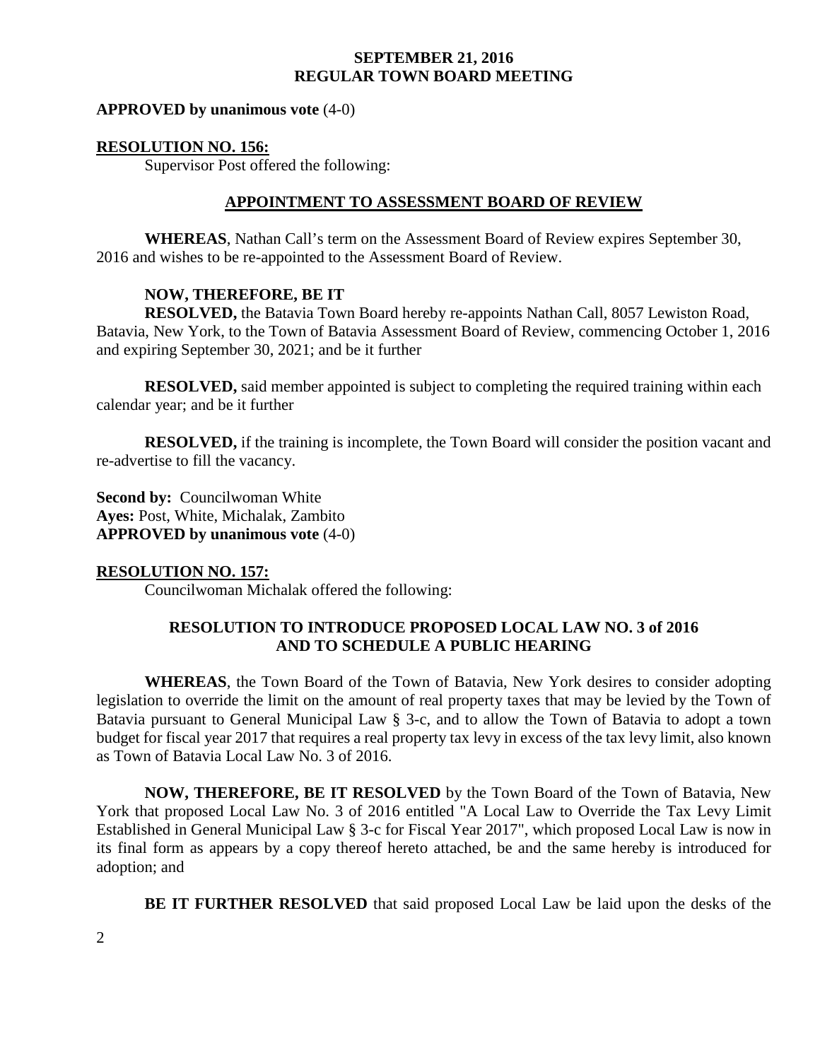**APPROVED by unanimous vote** (4-0)

**RESOLUTION NO. 156:**

Supervisor Post offered the following:

**APPOINTMENT TO ASSESSMENT BOARD OF REVIEW**

**WHEREAS**, Nathan Call's term on the Assessment Board of Review expires September 30, 2016 and wishes to be re-appointed to the Assessment Board of Review.

**NOW, THEREFORE, BE IT**

**RESOLVED,** the Batavia Town Board hereby re-appoints Nathan Call, 8057 Lewiston Road, Batavia, New York, to the Town of Batavia Assessment Board of Review, commencing October 1, 2016 and expiring September 30, 2021; and be it further

**RESOLVED,** said member appointed is subject to completing the required training within each calendar year; and be it further

**RESOLVED,** if the training is incomplete, the Town Board will consider the position vacant and re-advertise to fill the vacancy.

**Second by:** Councilwoman White
**Ayes:** Post, White, Michalak, Zambito
**APPROVED by unanimous vote** (4-0)

**RESOLUTION NO. 157:**

Councilwoman Michalak offered the following:

**RESOLUTION TO INTRODUCE PROPOSED LOCAL LAW NO. 3 of 2016 AND TO SCHEDULE A PUBLIC HEARING**

**WHEREAS**, the Town Board of the Town of Batavia, New York desires to consider adopting legislation to override the limit on the amount of real property taxes that may be levied by the Town of Batavia pursuant to General Municipal Law § 3-c, and to allow the Town of Batavia to adopt a town budget for fiscal year 2017 that requires a real property tax levy in excess of the tax levy limit, also known as Town of Batavia Local Law No. 3 of 2016.

**NOW, THEREFORE, BE IT RESOLVED** by the Town Board of the Town of Batavia, New York that proposed Local Law No. 3 of 2016 entitled "A Local Law to Override the Tax Levy Limit Established in General Municipal Law § 3-c for Fiscal Year 2017", which proposed Local Law is now in its final form as appears by a copy thereof hereto attached, be and the same hereby is introduced for adoption; and

**BE IT FURTHER RESOLVED** that said proposed Local Law be laid upon the desks of the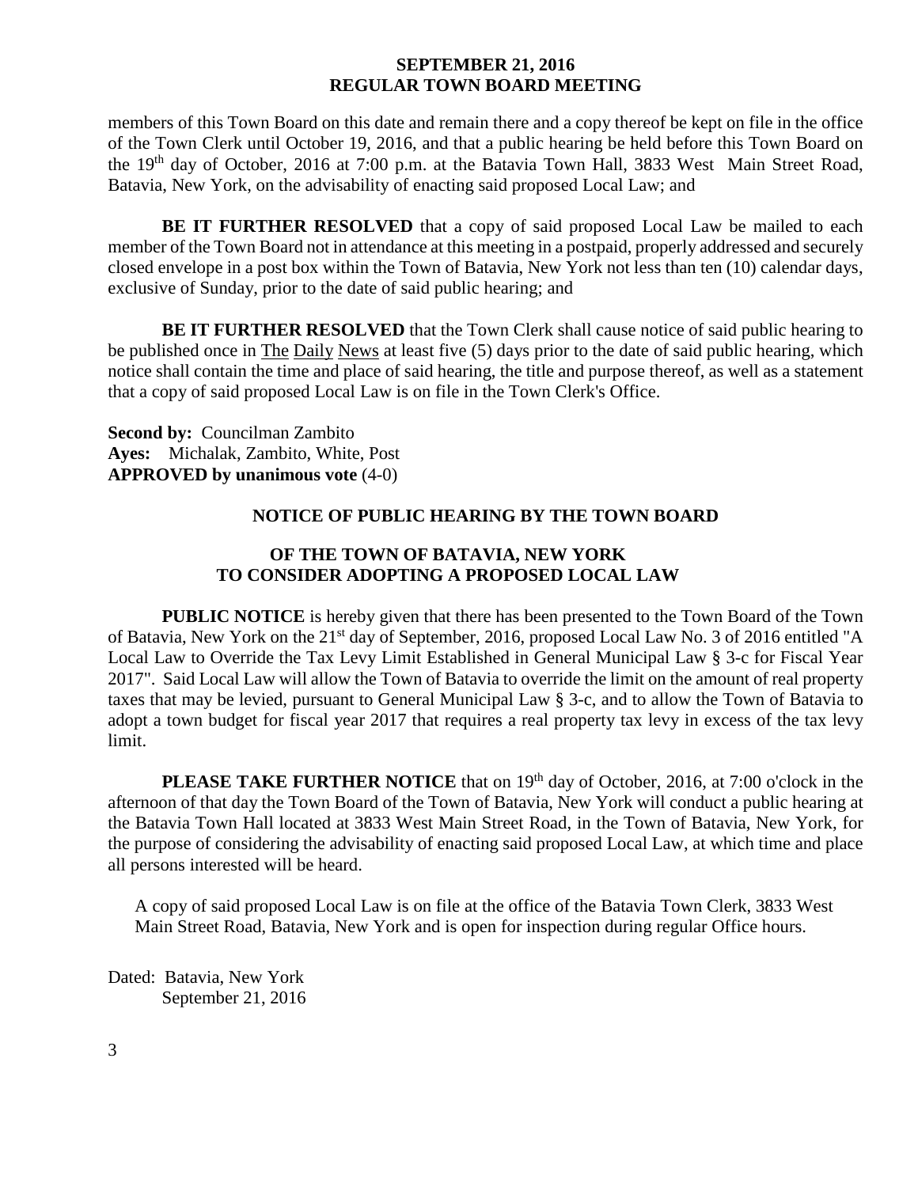members of this Town Board on this date and remain there and a copy thereof be kept on file in the office of the Town Clerk until October 19, 2016, and that a public hearing be held before this Town Board on the 19th day of October, 2016 at 7:00 p.m. at the Batavia Town Hall, 3833 West Main Street Road, Batavia, New York, on the advisability of enacting said proposed Local Law; and

**BE IT FURTHER RESOLVED** that a copy of said proposed Local Law be mailed to each member of the Town Board not in attendance at this meeting in a postpaid, properly addressed and securely closed envelope in a post box within the Town of Batavia, New York not less than ten (10) calendar days, exclusive of Sunday, prior to the date of said public hearing; and

**BE IT FURTHER RESOLVED** that the Town Clerk shall cause notice of said public hearing to be published once in The Daily News at least five (5) days prior to the date of said public hearing, which notice shall contain the time and place of said hearing, the title and purpose thereof, as well as a statement that a copy of said proposed Local Law is on file in the Town Clerk's Office.

**Second by:** Councilman Zambito
**Ayes:** Michalak, Zambito, White, Post
**APPROVED by unanimous vote** (4-0)

## NOTICE OF PUBLIC HEARING BY THE TOWN BOARD

## OF THE TOWN OF BATAVIA, NEW YORK TO CONSIDER ADOPTING A PROPOSED LOCAL LAW

**PUBLIC NOTICE** is hereby given that there has been presented to the Town Board of the Town of Batavia, New York on the 21st day of September, 2016, proposed Local Law No. 3 of 2016 entitled "A Local Law to Override the Tax Levy Limit Established in General Municipal Law § 3-c for Fiscal Year 2017". Said Local Law will allow the Town of Batavia to override the limit on the amount of real property taxes that may be levied, pursuant to General Municipal Law § 3-c, and to allow the Town of Batavia to adopt a town budget for fiscal year 2017 that requires a real property tax levy in excess of the tax levy limit.

**PLEASE TAKE FURTHER NOTICE** that on 19th day of October, 2016, at 7:00 o'clock in the afternoon of that day the Town Board of the Town of Batavia, New York will conduct a public hearing at the Batavia Town Hall located at 3833 West Main Street Road, in the Town of Batavia, New York, for the purpose of considering the advisability of enacting said proposed Local Law, at which time and place all persons interested will be heard.

A copy of said proposed Local Law is on file at the office of the Batavia Town Clerk, 3833 West Main Street Road, Batavia, New York and is open for inspection during regular Office hours.

Dated: Batavia, New York
September 21, 2016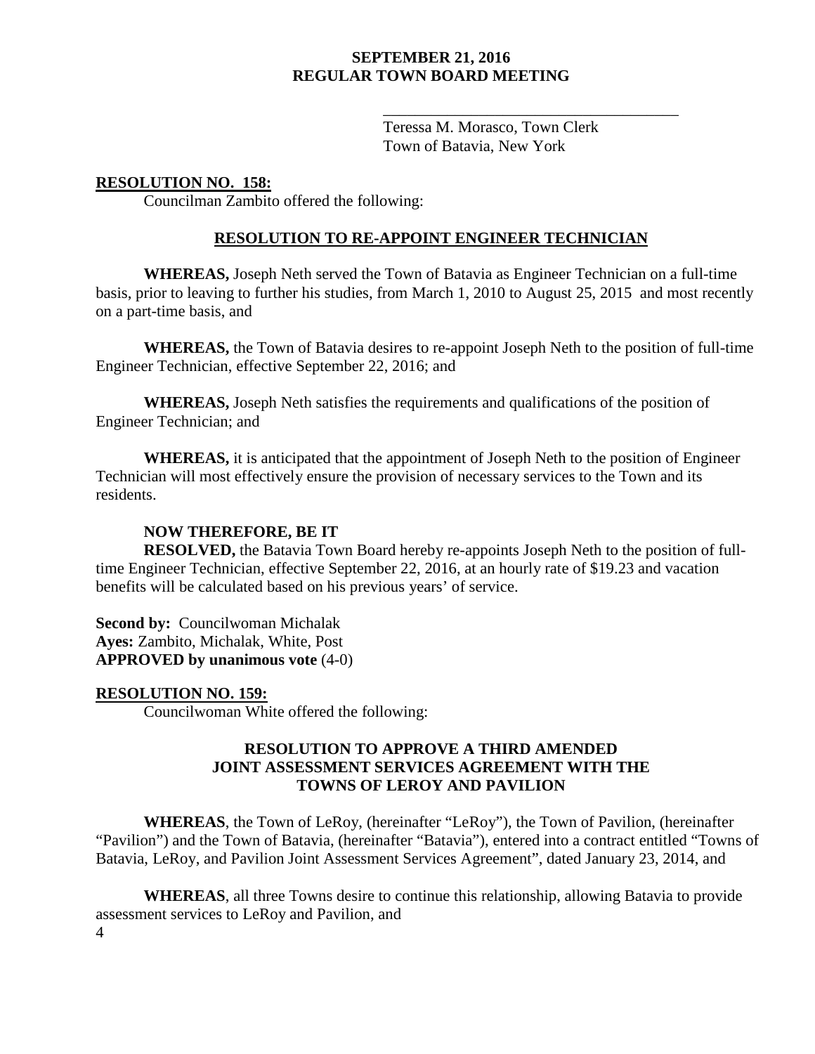\_\_\_\_\_\_\_\_\_\_\_\_\_\_\_\_\_\_\_\_\_\_\_\_\_\_\_\_\_\_\_\_\_\_\_\_\_\_

Teressa M. Morasco, Town Clerk
Town of Batavia, New York

**RESOLUTION NO. 158:**

Councilman Zambito offered the following:

**RESOLUTION TO RE-APPOINT ENGINEER TECHNICIAN**

**WHEREAS,** Joseph Neth served the Town of Batavia as Engineer Technician on a full-time basis, prior to leaving to further his studies, from March 1, 2010 to August 25, 2015 and most recently on a part-time basis, and

**WHEREAS,** the Town of Batavia desires to re-appoint Joseph Neth to the position of full-time Engineer Technician, effective September 22, 2016; and

**WHEREAS,** Joseph Neth satisfies the requirements and qualifications of the position of Engineer Technician; and

**WHEREAS,** it is anticipated that the appointment of Joseph Neth to the position of Engineer Technician will most effectively ensure the provision of necessary services to the Town and its residents.

**NOW THEREFORE, BE IT**

**RESOLVED,** the Batavia Town Board hereby re-appoints Joseph Neth to the position of full-time Engineer Technician, effective September 22, 2016, at an hourly rate of $19.23 and vacation benefits will be calculated based on his previous years' of service.

**Second by:** Councilwoman Michalak
**Ayes:** Zambito, Michalak, White, Post
**APPROVED by unanimous vote** (4-0)

**RESOLUTION NO. 159:**

Councilwoman White offered the following:

**RESOLUTION TO APPROVE A THIRD AMENDED JOINT ASSESSMENT SERVICES AGREEMENT WITH THE TOWNS OF LEROY AND PAVILION**

**WHEREAS**, the Town of LeRoy, (hereinafter "LeRoy"), the Town of Pavilion, (hereinafter "Pavilion") and the Town of Batavia, (hereinafter "Batavia"), entered into a contract entitled "Towns of Batavia, LeRoy, and Pavilion Joint Assessment Services Agreement", dated January 23, 2014, and

**WHEREAS**, all three Towns desire to continue this relationship, allowing Batavia to provide assessment services to LeRoy and Pavilion, and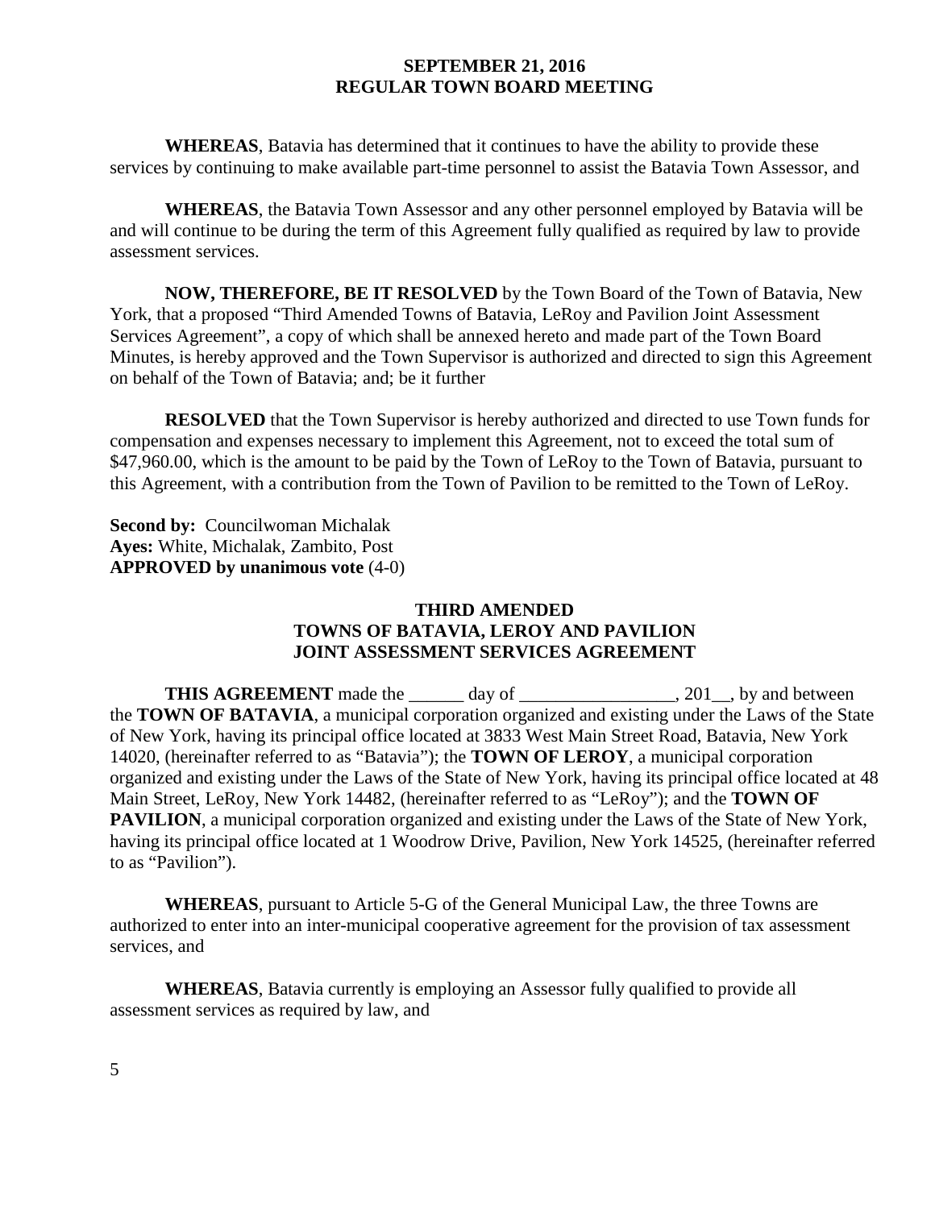**WHEREAS**, Batavia has determined that it continues to have the ability to provide these services by continuing to make available part-time personnel to assist the Batavia Town Assessor, and

**WHEREAS**, the Batavia Town Assessor and any other personnel employed by Batavia will be and will continue to be during the term of this Agreement fully qualified as required by law to provide assessment services.

**NOW, THEREFORE, BE IT RESOLVED** by the Town Board of the Town of Batavia, New York, that a proposed "Third Amended Towns of Batavia, LeRoy and Pavilion Joint Assessment Services Agreement", a copy of which shall be annexed hereto and made part of the Town Board Minutes, is hereby approved and the Town Supervisor is authorized and directed to sign this Agreement on behalf of the Town of Batavia; and; be it further

**RESOLVED** that the Town Supervisor is hereby authorized and directed to use Town funds for compensation and expenses necessary to implement this Agreement, not to exceed the total sum of $47,960.00, which is the amount to be paid by the Town of LeRoy to the Town of Batavia, pursuant to this Agreement, with a contribution from the Town of Pavilion to be remitted to the Town of LeRoy.

**Second by:** Councilwoman Michalak
**Ayes:** White, Michalak, Zambito, Post
**APPROVED by unanimous vote** (4-0)

## THIRD AMENDED TOWNS OF BATAVIA, LEROY AND PAVILION JOINT ASSESSMENT SERVICES AGREEMENT

**THIS AGREEMENT** made the ______ day of _________________, 201__, by and between the **TOWN OF BATAVIA**, a municipal corporation organized and existing under the Laws of the State of New York, having its principal office located at 3833 West Main Street Road, Batavia, New York 14020, (hereinafter referred to as "Batavia"); the **TOWN OF LEROY**, a municipal corporation organized and existing under the Laws of the State of New York, having its principal office located at 48 Main Street, LeRoy, New York 14482, (hereinafter referred to as "LeRoy"); and the **TOWN OF PAVILION**, a municipal corporation organized and existing under the Laws of the State of New York, having its principal office located at 1 Woodrow Drive, Pavilion, New York 14525, (hereinafter referred to as "Pavilion").

**WHEREAS**, pursuant to Article 5-G of the General Municipal Law, the three Towns are authorized to enter into an inter-municipal cooperative agreement for the provision of tax assessment services, and

**WHEREAS**, Batavia currently is employing an Assessor fully qualified to provide all assessment services as required by law, and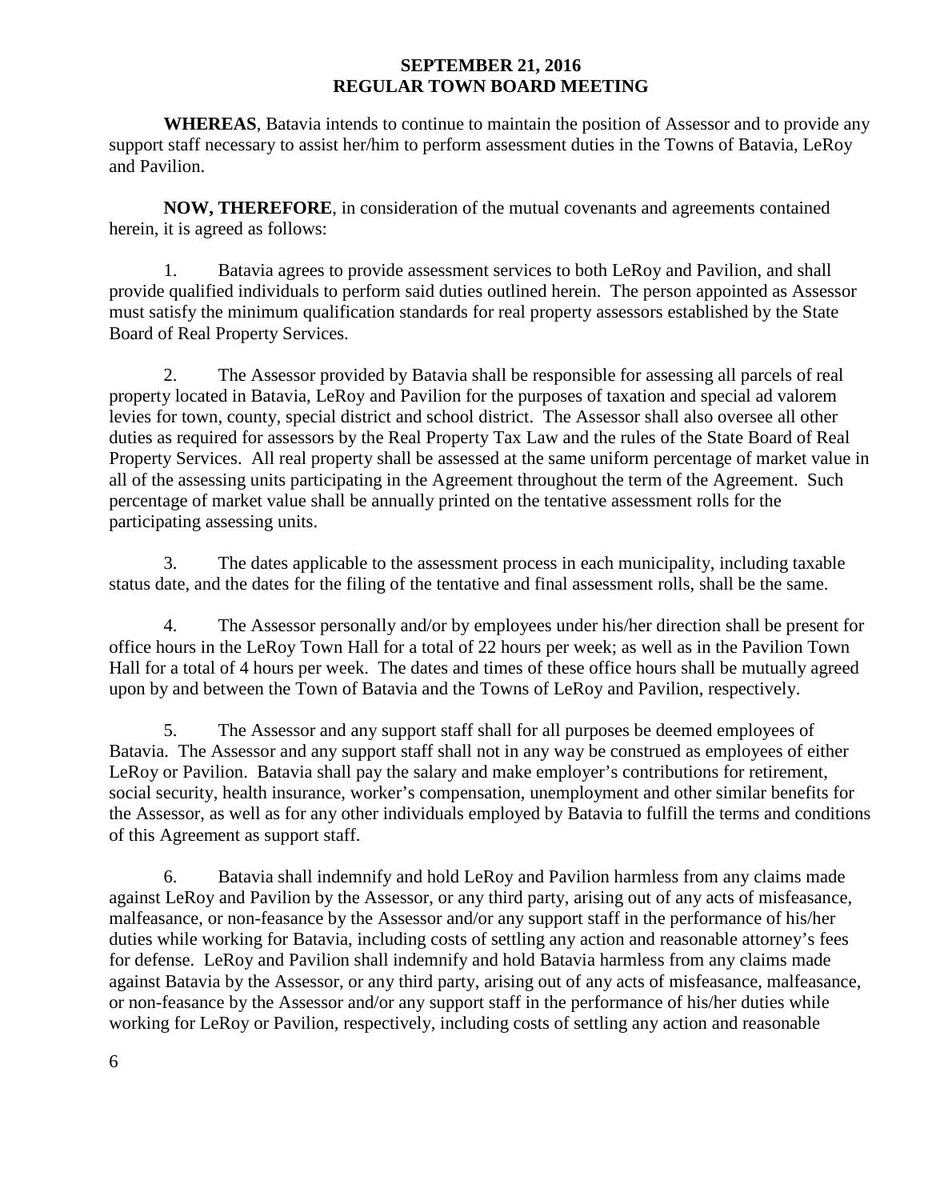**WHEREAS**, Batavia intends to continue to maintain the position of Assessor and to provide any support staff necessary to assist her/him to perform assessment duties in the Towns of Batavia, LeRoy and Pavilion.

**NOW, THEREFORE**, in consideration of the mutual covenants and agreements contained herein, it is agreed as follows:

1. Batavia agrees to provide assessment services to both LeRoy and Pavilion, and shall provide qualified individuals to perform said duties outlined herein. The person appointed as Assessor must satisfy the minimum qualification standards for real property assessors established by the State Board of Real Property Services.

2. The Assessor provided by Batavia shall be responsible for assessing all parcels of real property located in Batavia, LeRoy and Pavilion for the purposes of taxation and special ad valorem levies for town, county, special district and school district. The Assessor shall also oversee all other duties as required for assessors by the Real Property Tax Law and the rules of the State Board of Real Property Services. All real property shall be assessed at the same uniform percentage of market value in all of the assessing units participating in the Agreement throughout the term of the Agreement. Such percentage of market value shall be annually printed on the tentative assessment rolls for the participating assessing units.

3. The dates applicable to the assessment process in each municipality, including taxable status date, and the dates for the filing of the tentative and final assessment rolls, shall be the same.

4. The Assessor personally and/or by employees under his/her direction shall be present for office hours in the LeRoy Town Hall for a total of 22 hours per week; as well as in the Pavilion Town Hall for a total of 4 hours per week. The dates and times of these office hours shall be mutually agreed upon by and between the Town of Batavia and the Towns of LeRoy and Pavilion, respectively.

5. The Assessor and any support staff shall for all purposes be deemed employees of Batavia. The Assessor and any support staff shall not in any way be construed as employees of either LeRoy or Pavilion. Batavia shall pay the salary and make employer's contributions for retirement, social security, health insurance, worker's compensation, unemployment and other similar benefits for the Assessor, as well as for any other individuals employed by Batavia to fulfill the terms and conditions of this Agreement as support staff.

6. Batavia shall indemnify and hold LeRoy and Pavilion harmless from any claims made against LeRoy and Pavilion by the Assessor, or any third party, arising out of any acts of misfeasance, malfeasance, or non-feasance by the Assessor and/or any support staff in the performance of his/her duties while working for Batavia, including costs of settling any action and reasonable attorney's fees for defense. LeRoy and Pavilion shall indemnify and hold Batavia harmless from any claims made against Batavia by the Assessor, or any third party, arising out of any acts of misfeasance, malfeasance, or non-feasance by the Assessor and/or any support staff in the performance of his/her duties while working for LeRoy or Pavilion, respectively, including costs of settling any action and reasonable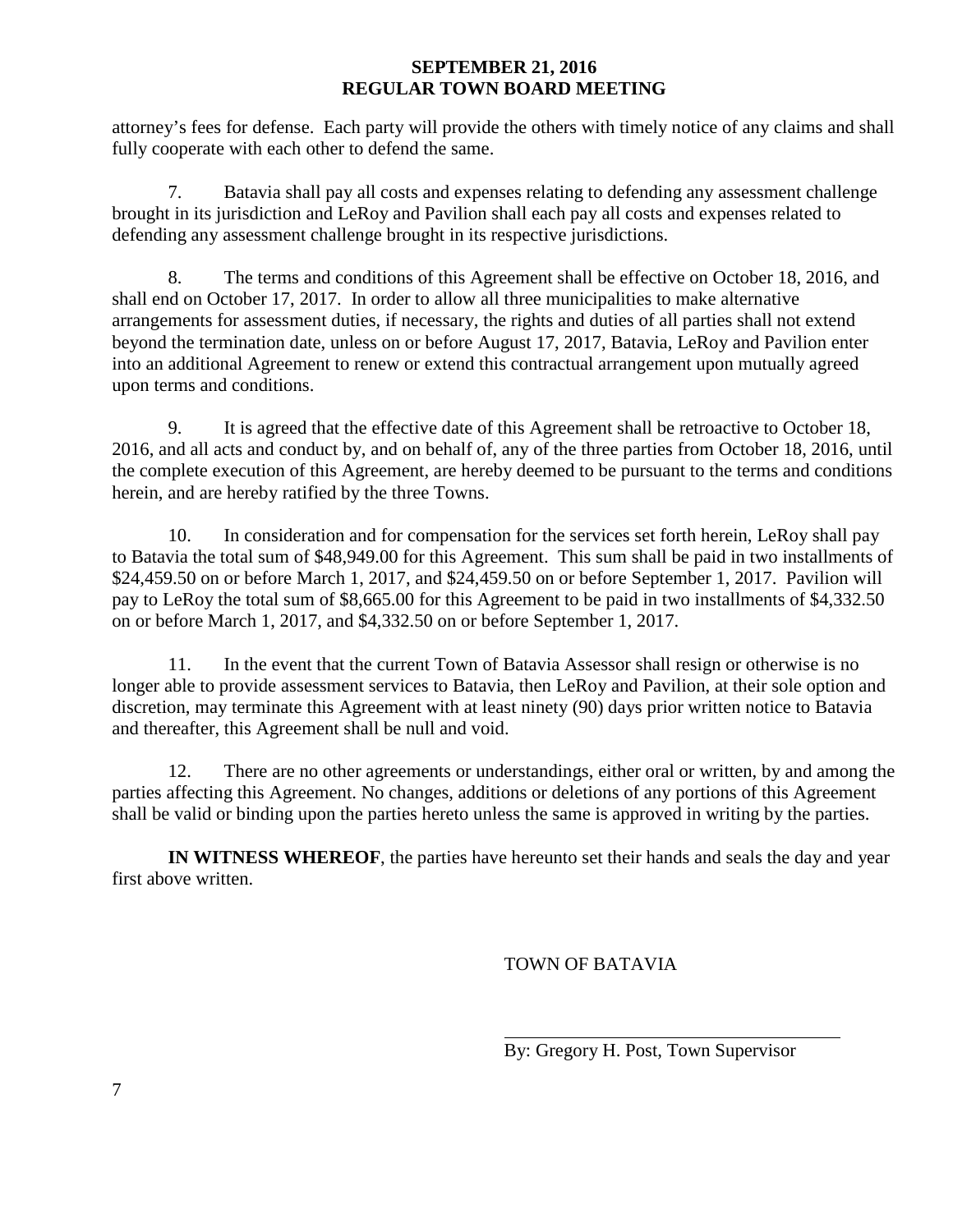attorney's fees for defense. Each party will provide the others with timely notice of any claims and shall fully cooperate with each other to defend the same.

7. Batavia shall pay all costs and expenses relating to defending any assessment challenge brought in its jurisdiction and LeRoy and Pavilion shall each pay all costs and expenses related to defending any assessment challenge brought in its respective jurisdictions.

8. The terms and conditions of this Agreement shall be effective on October 18, 2016, and shall end on October 17, 2017. In order to allow all three municipalities to make alternative arrangements for assessment duties, if necessary, the rights and duties of all parties shall not extend beyond the termination date, unless on or before August 17, 2017, Batavia, LeRoy and Pavilion enter into an additional Agreement to renew or extend this contractual arrangement upon mutually agreed upon terms and conditions.

9. It is agreed that the effective date of this Agreement shall be retroactive to October 18, 2016, and all acts and conduct by, and on behalf of, any of the three parties from October 18, 2016, until the complete execution of this Agreement, are hereby deemed to be pursuant to the terms and conditions herein, and are hereby ratified by the three Towns.

10. In consideration and for compensation for the services set forth herein, LeRoy shall pay to Batavia the total sum of $48,949.00 for this Agreement. This sum shall be paid in two installments of $24,459.50 on or before March 1, 2017, and $24,459.50 on or before September 1, 2017. Pavilion will pay to LeRoy the total sum of $8,665.00 for this Agreement to be paid in two installments of $4,332.50 on or before March 1, 2017, and $4,332.50 on or before September 1, 2017.

11. In the event that the current Town of Batavia Assessor shall resign or otherwise is no longer able to provide assessment services to Batavia, then LeRoy and Pavilion, at their sole option and discretion, may terminate this Agreement with at least ninety (90) days prior written notice to Batavia and thereafter, this Agreement shall be null and void.

12. There are no other agreements or understandings, either oral or written, by and among the parties affecting this Agreement. No changes, additions or deletions of any portions of this Agreement shall be valid or binding upon the parties hereto unless the same is approved in writing by the parties.

**IN WITNESS WHEREOF**, the parties have hereunto set their hands and seals the day and year first above written.

TOWN OF BATAVIA

______________________________
By: Gregory H. Post, Town Supervisor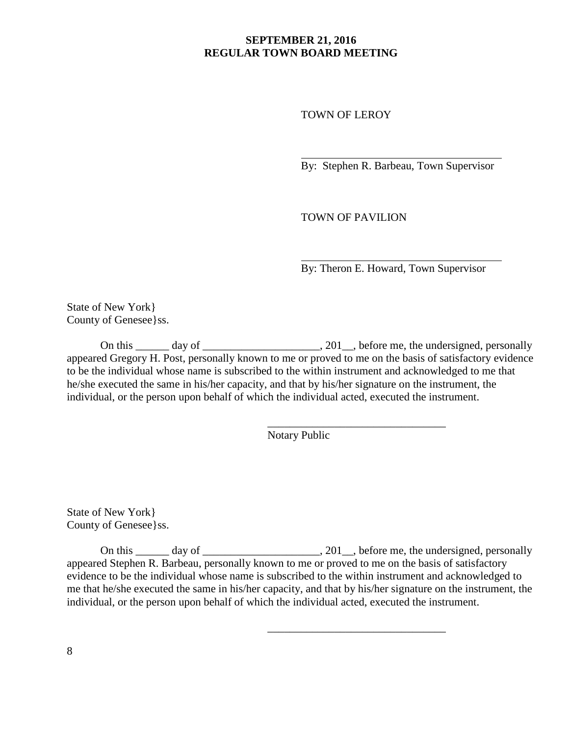TOWN OF LEROY

\_\_\_\_\_\_\_\_\_\_\_\_\_\_\_\_\_\_\_\_\_\_\_\_\_\_\_\_\_\_\_\_\_\_\_\_

By: Stephen R. Barbeau, Town Supervisor

TOWN OF PAVILION

\_\_\_\_\_\_\_\_\_\_\_\_\_\_\_\_\_\_\_\_\_\_\_\_\_\_\_\_\_\_\_\_\_\_\_\_

By: Theron E. Howard, Town Supervisor

State of New York}
County of Genesee}ss.

On this ______ day of _____________________, 201__, before me, the undersigned, personally appeared Gregory H. Post, personally known to me or proved to me on the basis of satisfactory evidence to be the individual whose name is subscribed to the within instrument and acknowledged to me that he/she executed the same in his/her capacity, and that by his/her signature on the instrument, the individual, or the person upon behalf of which the individual acted, executed the instrument.

\_\_\_\_\_\_\_\_\_\_\_\_\_\_\_\_\_\_\_\_\_\_\_\_\_\_\_\_\_\_\_\_

Notary Public

State of New York}
County of Genesee}ss.

On this ______ day of _____________________, 201__, before me, the undersigned, personally appeared Stephen R. Barbeau, personally known to me or proved to me on the basis of satisfactory evidence to be the individual whose name is subscribed to the within instrument and acknowledged to me that he/she executed the same in his/her capacity, and that by his/her signature on the instrument, the individual, or the person upon behalf of which the individual acted, executed the instrument.

\_\_\_\_\_\_\_\_\_\_\_\_\_\_\_\_\_\_\_\_\_\_\_\_\_\_\_\_\_\_\_\_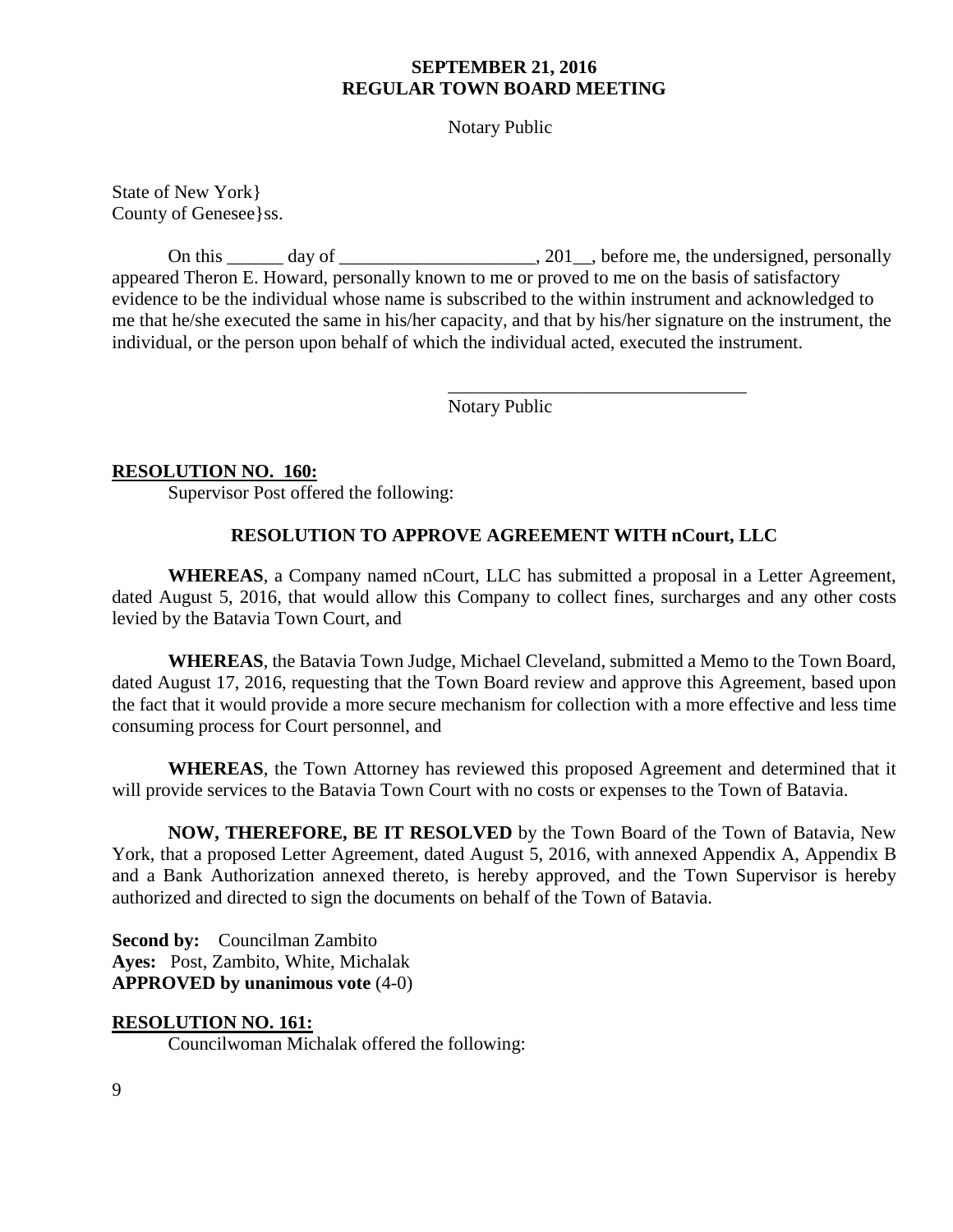Notary Public

State of New York}
County of Genesee}ss.

On this ______ day of _____________________, 201__, before me, the undersigned, personally appeared Theron E. Howard, personally known to me or proved to me on the basis of satisfactory evidence to be the individual whose name is subscribed to the within instrument and acknowledged to me that he/she executed the same in his/her capacity, and that by his/her signature on the instrument, the individual, or the person upon behalf of which the individual acted, executed the instrument.

________________________________
Notary Public

**RESOLUTION NO. 160:**

Supervisor Post offered the following:

**RESOLUTION TO APPROVE AGREEMENT WITH nCourt, LLC**

**WHEREAS**, a Company named nCourt, LLC has submitted a proposal in a Letter Agreement, dated August 5, 2016, that would allow this Company to collect fines, surcharges and any other costs levied by the Batavia Town Court, and

**WHEREAS**, the Batavia Town Judge, Michael Cleveland, submitted a Memo to the Town Board, dated August 17, 2016, requesting that the Town Board review and approve this Agreement, based upon the fact that it would provide a more secure mechanism for collection with a more effective and less time consuming process for Court personnel, and

**WHEREAS**, the Town Attorney has reviewed this proposed Agreement and determined that it will provide services to the Batavia Town Court with no costs or expenses to the Town of Batavia.

**NOW, THEREFORE, BE IT RESOLVED** by the Town Board of the Town of Batavia, New York, that a proposed Letter Agreement, dated August 5, 2016, with annexed Appendix A, Appendix B and a Bank Authorization annexed thereto, is hereby approved, and the Town Supervisor is hereby authorized and directed to sign the documents on behalf of the Town of Batavia.

**Second by:** Councilman Zambito
**Ayes:** Post, Zambito, White, Michalak
**APPROVED by unanimous vote** (4-0)

**RESOLUTION NO. 161:**

Councilwoman Michalak offered the following: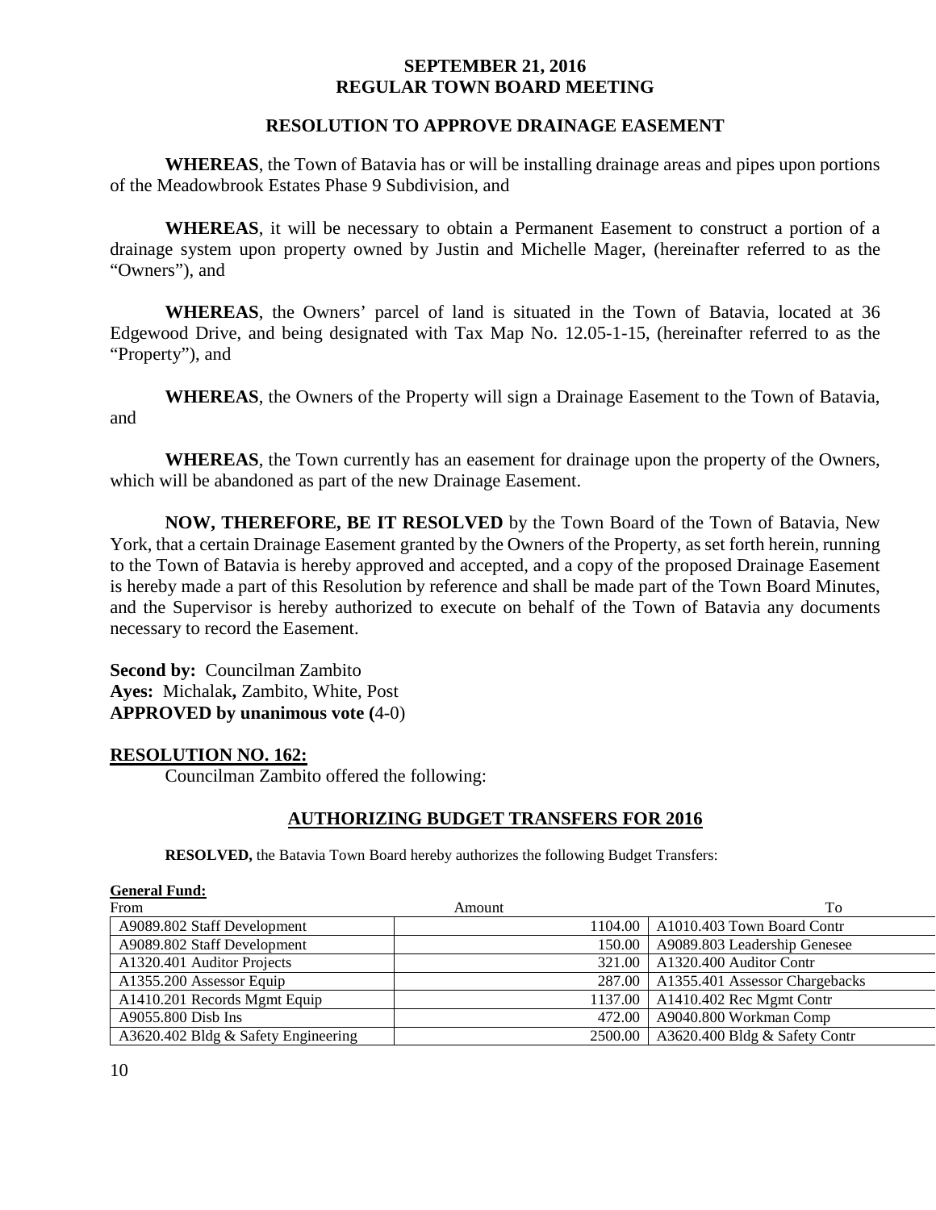**SEPTEMBER 21, 2016**
**REGULAR TOWN BOARD MEETING**

## RESOLUTION TO APPROVE DRAINAGE EASEMENT

**WHEREAS**, the Town of Batavia has or will be installing drainage areas and pipes upon portions of the Meadowbrook Estates Phase 9 Subdivision, and

**WHEREAS**, it will be necessary to obtain a Permanent Easement to construct a portion of a drainage system upon property owned by Justin and Michelle Mager, (hereinafter referred to as the "Owners"), and

**WHEREAS**, the Owners' parcel of land is situated in the Town of Batavia, located at 36 Edgewood Drive, and being designated with Tax Map No. 12.05-1-15, (hereinafter referred to as the "Property"), and

**WHEREAS**, the Owners of the Property will sign a Drainage Easement to the Town of Batavia, and

**WHEREAS**, the Town currently has an easement for drainage upon the property of the Owners, which will be abandoned as part of the new Drainage Easement.

**NOW, THEREFORE, BE IT RESOLVED** by the Town Board of the Town of Batavia, New York, that a certain Drainage Easement granted by the Owners of the Property, as set forth herein, running to the Town of Batavia is hereby approved and accepted, and a copy of the proposed Drainage Easement is hereby made a part of this Resolution by reference and shall be made part of the Town Board Minutes, and the Supervisor is hereby authorized to execute on behalf of the Town of Batavia any documents necessary to record the Easement.

**Second by:** Councilman Zambito
**Ayes:** Michalak**,** Zambito, White, Post
**APPROVED by unanimous vote (**4-0)

**RESOLUTION NO. 162:**

Councilman Zambito offered the following:

## AUTHORIZING BUDGET TRANSFERS FOR 2016

**RESOLVED,** the Batavia Town Board hereby authorizes the following Budget Transfers:

**General Fund:**

| From | Amount | To |
|---|---|---|
| A9089.802 Staff Development | 1104.00 | A1010.403 Town Board Contr |
| A9089.802 Staff Development | 150.00 | A9089.803 Leadership Genesee |
| A1320.401 Auditor Projects | 321.00 | A1320.400 Auditor Contr |
| A1355.200 Assessor Equip | 287.00 | A1355.401 Assessor Chargebacks |
| A1410.201 Records Mgmt Equip | 1137.00 | A1410.402 Rec Mgmt Contr |
| A9055.800 Disb Ins | 472.00 | A9040.800 Workman Comp |
| A3620.402 Bldg & Safety Engineering | 2500.00 | A3620.400 Bldg & Safety Contr |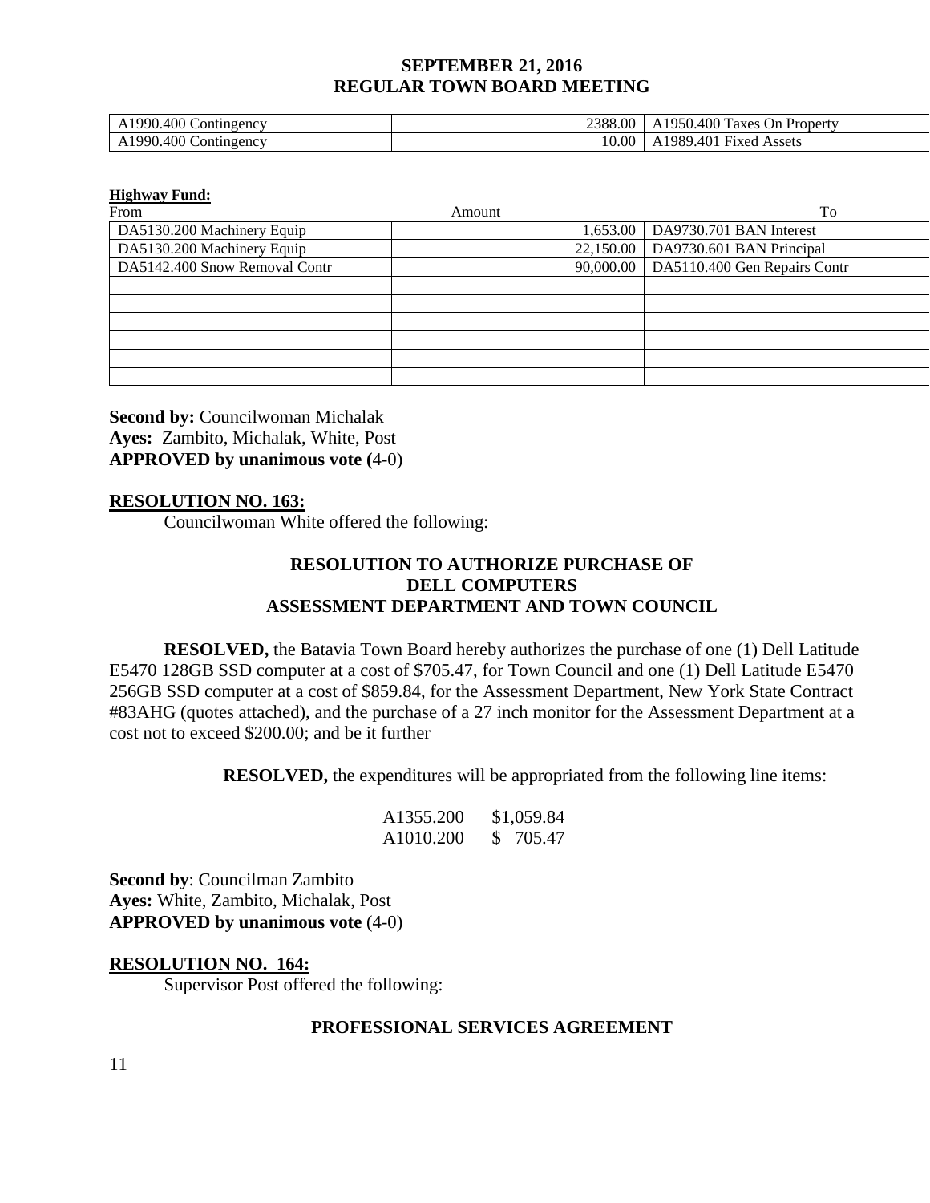| A1990.400 Contingency | 2388.00 | A1950.400 Taxes On Property |
|---|---|---|
| A1990.400 Contingency | 10.00 | A1989.401 Fixed Assets |

**Highway Fund:**

| From | Amount | To |
|---|---|---|
| DA5130.200 Machinery Equip | 1,653.00 | DA9730.701 BAN Interest |
| DA5130.200 Machinery Equip | 22,150.00 | DA9730.601 BAN Principal |
| DA5142.400 Snow Removal Contr | 90,000.00 | DA5110.400 Gen Repairs Contr |
| | | |
| | | |
| | | |
| | | |
| | | |
| | | |

**Second by:** Councilwoman Michalak
**Ayes:** Zambito, Michalak, White, Post
**APPROVED by unanimous vote (**4-0)

**RESOLUTION NO. 163:**

Councilwoman White offered the following:

**RESOLUTION TO AUTHORIZE PURCHASE OF DELL COMPUTERS ASSESSMENT DEPARTMENT AND TOWN COUNCIL**

**RESOLVED,** the Batavia Town Board hereby authorizes the purchase of one (1) Dell Latitude E5470 128GB SSD computer at a cost of $705.47, for Town Council and one (1) Dell Latitude E5470 256GB SSD computer at a cost of $859.84, for the Assessment Department, New York State Contract #83AHG (quotes attached), and the purchase of a 27 inch monitor for the Assessment Department at a cost not to exceed $200.00; and be it further

**RESOLVED,** the expenditures will be appropriated from the following line items:

A1355.200 $1,059.84
A1010.200 $ 705.47

**Second by**: Councilman Zambito
**Ayes:** White, Zambito, Michalak, Post
**APPROVED by unanimous vote** (4-0)

**RESOLUTION NO. 164:**

Supervisor Post offered the following:

**PROFESSIONAL SERVICES AGREEMENT**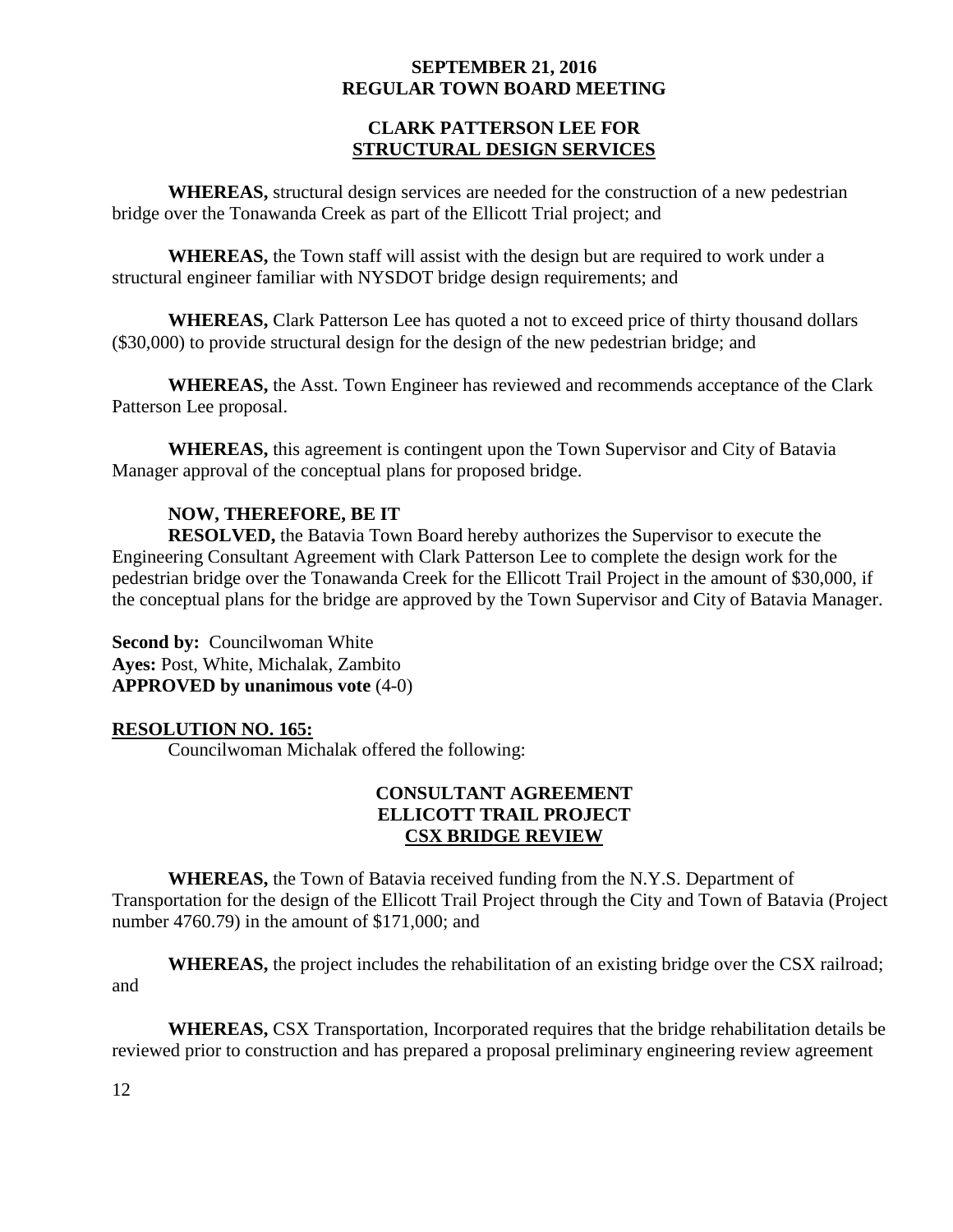**CLARK PATTERSON LEE FOR**
**STRUCTURAL DESIGN SERVICES**

**WHEREAS,** structural design services are needed for the construction of a new pedestrian bridge over the Tonawanda Creek as part of the Ellicott Trial project; and

**WHEREAS,** the Town staff will assist with the design but are required to work under a structural engineer familiar with NYSDOT bridge design requirements; and

**WHEREAS,** Clark Patterson Lee has quoted a not to exceed price of thirty thousand dollars ($30,000) to provide structural design for the design of the new pedestrian bridge; and

**WHEREAS,** the Asst. Town Engineer has reviewed and recommends acceptance of the Clark Patterson Lee proposal.

**WHEREAS,** this agreement is contingent upon the Town Supervisor and City of Batavia Manager approval of the conceptual plans for proposed bridge.

**NOW, THEREFORE, BE IT**
**RESOLVED,** the Batavia Town Board hereby authorizes the Supervisor to execute the Engineering Consultant Agreement with Clark Patterson Lee to complete the design work for the pedestrian bridge over the Tonawanda Creek for the Ellicott Trail Project in the amount of $30,000, if the conceptual plans for the bridge are approved by the Town Supervisor and City of Batavia Manager.

**Second by:** Councilwoman White
**Ayes:** Post, White, Michalak, Zambito
**APPROVED by unanimous vote** (4-0)

**RESOLUTION NO. 165:**
Councilwoman Michalak offered the following:

**CONSULTANT AGREEMENT**
**ELLICOTT TRAIL PROJECT**
**CSX BRIDGE REVIEW**

**WHEREAS,** the Town of Batavia received funding from the N.Y.S. Department of Transportation for the design of the Ellicott Trail Project through the City and Town of Batavia (Project number 4760.79) in the amount of $171,000; and

**WHEREAS,** the project includes the rehabilitation of an existing bridge over the CSX railroad; and

**WHEREAS,** CSX Transportation, Incorporated requires that the bridge rehabilitation details be reviewed prior to construction and has prepared a proposal preliminary engineering review agreement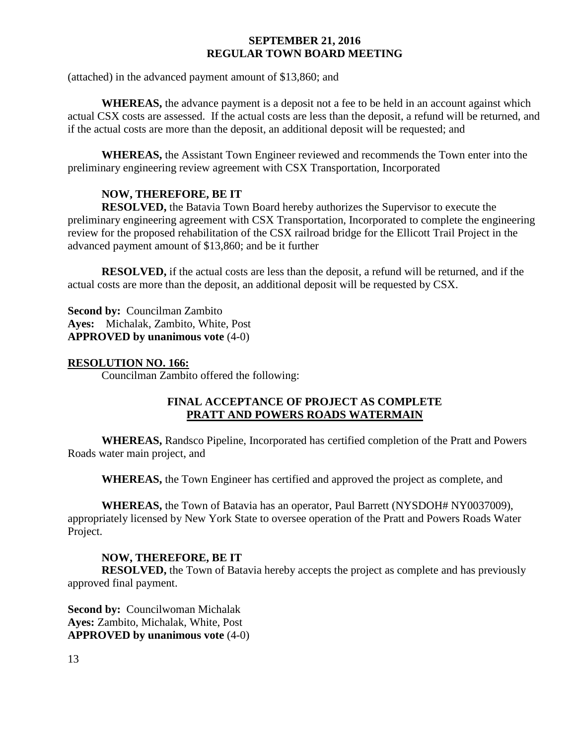(attached) in the advanced payment amount of $13,860; and

**WHEREAS,** the advance payment is a deposit not a fee to be held in an account against which actual CSX costs are assessed. If the actual costs are less than the deposit, a refund will be returned, and if the actual costs are more than the deposit, an additional deposit will be requested; and

**WHEREAS,** the Assistant Town Engineer reviewed and recommends the Town enter into the preliminary engineering review agreement with CSX Transportation, Incorporated

**NOW, THEREFORE, BE IT**

**RESOLVED,** the Batavia Town Board hereby authorizes the Supervisor to execute the preliminary engineering agreement with CSX Transportation, Incorporated to complete the engineering review for the proposed rehabilitation of the CSX railroad bridge for the Ellicott Trail Project in the advanced payment amount of $13,860; and be it further

**RESOLVED,** if the actual costs are less than the deposit, a refund will be returned, and if the actual costs are more than the deposit, an additional deposit will be requested by CSX.

**Second by:** Councilman Zambito
**Ayes:** Michalak, Zambito, White, Post
**APPROVED by unanimous vote** (4-0)

**RESOLUTION NO. 166:**

Councilman Zambito offered the following:

**FINAL ACCEPTANCE OF PROJECT AS COMPLETE**
**PRATT AND POWERS ROADS WATERMAIN**

**WHEREAS,** Randsco Pipeline, Incorporated has certified completion of the Pratt and Powers Roads water main project, and

**WHEREAS,** the Town Engineer has certified and approved the project as complete, and

**WHEREAS,** the Town of Batavia has an operator, Paul Barrett (NYSDOH# NY0037009), appropriately licensed by New York State to oversee operation of the Pratt and Powers Roads Water Project.

**NOW, THEREFORE, BE IT**

**RESOLVED,** the Town of Batavia hereby accepts the project as complete and has previously approved final payment.

**Second by:** Councilwoman Michalak
**Ayes:** Zambito, Michalak, White, Post
**APPROVED by unanimous vote** (4-0)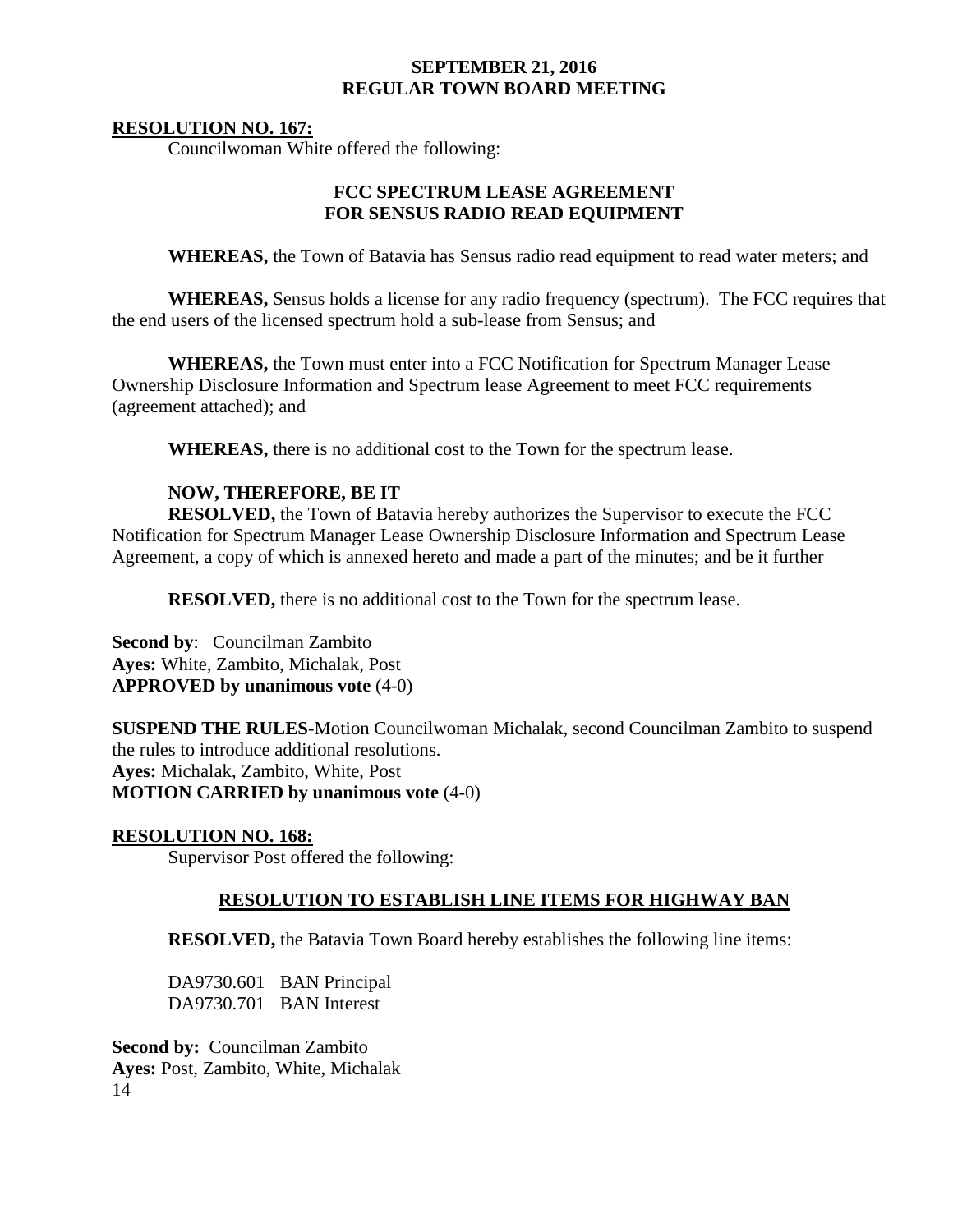**SEPTEMBER 21, 2016**
**REGULAR TOWN BOARD MEETING**

**RESOLUTION NO. 167:**

Councilwoman White offered the following:

**FCC SPECTRUM LEASE AGREEMENT**
**FOR SENSUS RADIO READ EQUIPMENT**

**WHEREAS,** the Town of Batavia has Sensus radio read equipment to read water meters; and

**WHEREAS,** Sensus holds a license for any radio frequency (spectrum). The FCC requires that the end users of the licensed spectrum hold a sub-lease from Sensus; and

**WHEREAS,** the Town must enter into a FCC Notification for Spectrum Manager Lease Ownership Disclosure Information and Spectrum lease Agreement to meet FCC requirements (agreement attached); and

**WHEREAS,** there is no additional cost to the Town for the spectrum lease.

**NOW, THEREFORE, BE IT**

**RESOLVED,** the Town of Batavia hereby authorizes the Supervisor to execute the FCC Notification for Spectrum Manager Lease Ownership Disclosure Information and Spectrum Lease Agreement, a copy of which is annexed hereto and made a part of the minutes; and be it further

**RESOLVED,** there is no additional cost to the Town for the spectrum lease.

**Second by**: Councilman Zambito
**Ayes:** White, Zambito, Michalak, Post
**APPROVED by unanimous vote** (4-0)

**SUSPEND THE RULES**-Motion Councilwoman Michalak, second Councilman Zambito to suspend the rules to introduce additional resolutions.
**Ayes:** Michalak, Zambito, White, Post
**MOTION CARRIED by unanimous vote** (4-0)

**RESOLUTION NO. 168:**

Supervisor Post offered the following:

**RESOLUTION TO ESTABLISH LINE ITEMS FOR HIGHWAY BAN**

**RESOLVED,** the Batavia Town Board hereby establishes the following line items:

DA9730.601 BAN Principal
DA9730.701 BAN Interest

**Second by:** Councilman Zambito
**Ayes:** Post, Zambito, White, Michalak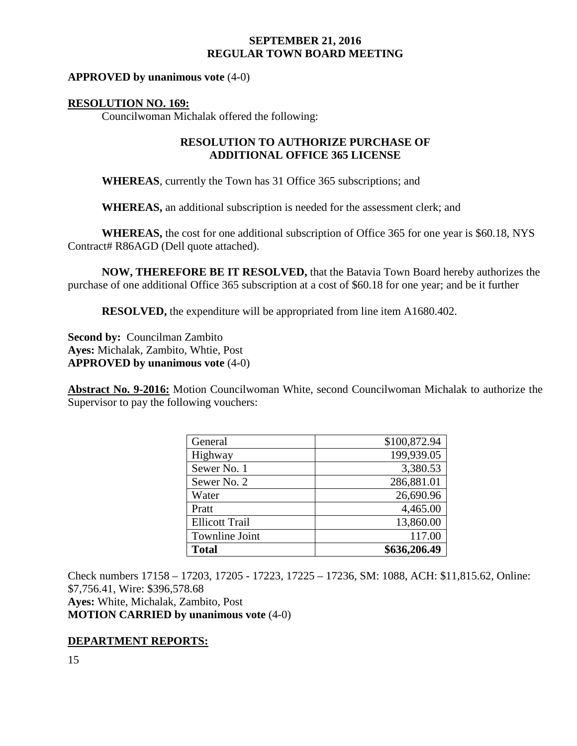**APPROVED by unanimous vote** (4-0)

**RESOLUTION NO. 169:**

Councilwoman Michalak offered the following:

**RESOLUTION TO AUTHORIZE PURCHASE OF ADDITIONAL OFFICE 365 LICENSE**

**WHEREAS**, currently the Town has 31 Office 365 subscriptions; and

**WHEREAS,** an additional subscription is needed for the assessment clerk; and

**WHEREAS,** the cost for one additional subscription of Office 365 for one year is $60.18, NYS Contract# R86AGD (Dell quote attached).

**NOW, THEREFORE BE IT RESOLVED,** that the Batavia Town Board hereby authorizes the purchase of one additional Office 365 subscription at a cost of $60.18 for one year; and be it further

**RESOLVED,** the expenditure will be appropriated from line item A1680.402.

**Second by:** Councilman Zambito
**Ayes:** Michalak, Zambito, Whtie, Post
**APPROVED by unanimous vote** (4-0)

**Abstract No. 9-2016:** Motion Councilwoman White, second Councilwoman Michalak to authorize the Supervisor to pay the following vouchers:

| | |
|---|---:|
| General | $100,872.94 |
| Highway | 199,939.05 |
| Sewer No. 1 | 3,380.53 |
| Sewer No. 2 | 286,881.01 |
| Water | 26,690.96 |
| Pratt | 4,465.00 |
| Ellicott Trail | 13,860.00 |
| Townline Joint | 117.00 |
| **Total** | **$636,206.49** |

Check numbers 17158 – 17203, 17205 - 17223, 17225 – 17236, SM: 1088, ACH: $11,815.62, Online: $7,756.41, Wire: $396,578.68
**Ayes:** White, Michalak, Zambito, Post
**MOTION CARRIED by unanimous vote** (4-0)

**DEPARTMENT REPORTS:**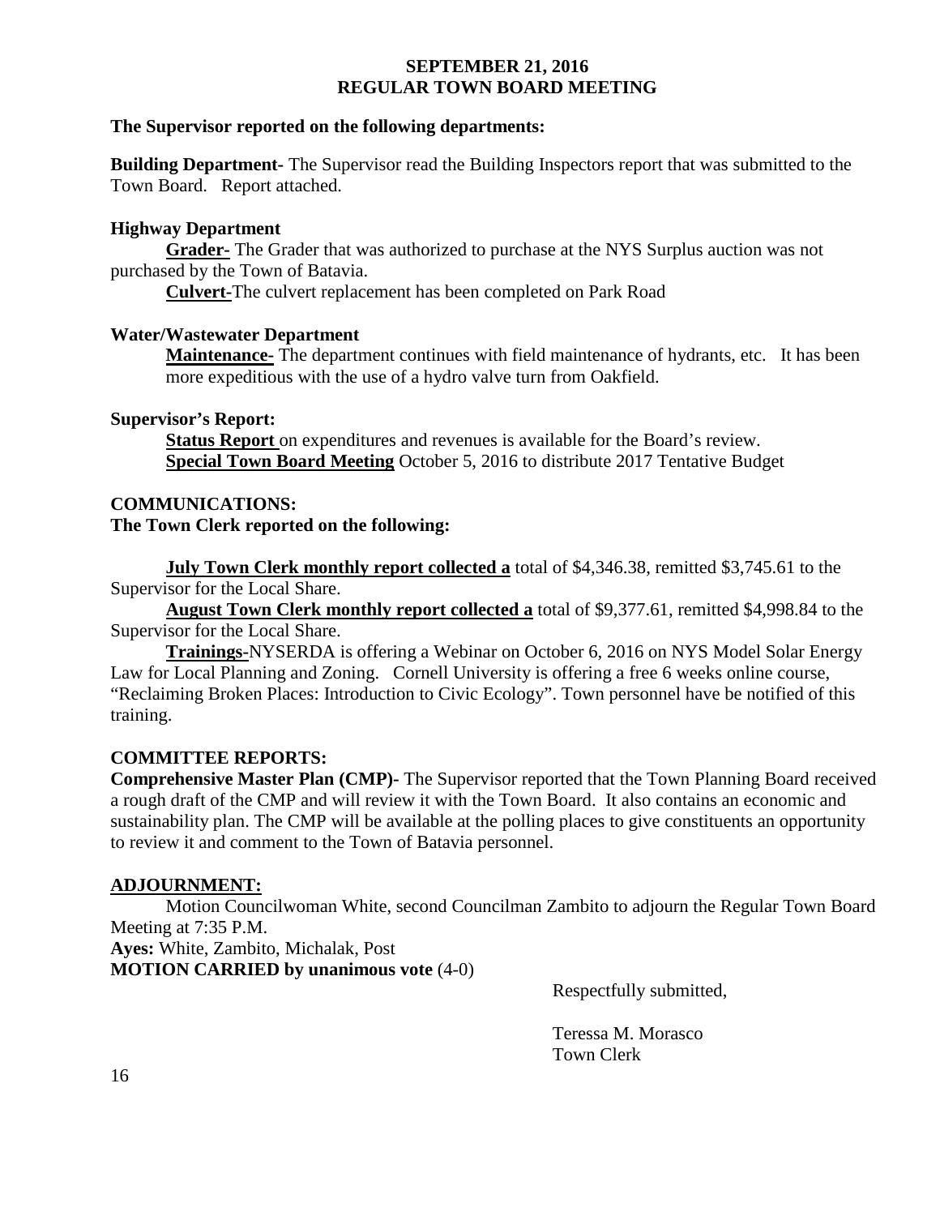**SEPTEMBER 21, 2016**
**REGULAR TOWN BOARD MEETING**

**The Supervisor reported on the following departments:**

**Building Department-** The Supervisor read the Building Inspectors report that was submitted to the Town Board. Report attached.

**Highway Department**

**Grader-** The Grader that was authorized to purchase at the NYS Surplus auction was not purchased by the Town of Batavia.

**Culvert-**The culvert replacement has been completed on Park Road

**Water/Wastewater Department**

**Maintenance-** The department continues with field maintenance of hydrants, etc. It has been more expeditious with the use of a hydro valve turn from Oakfield.

**Supervisor's Report:**

**Status Report** on expenditures and revenues is available for the Board's review.
**Special Town Board Meeting** October 5, 2016 to distribute 2017 Tentative Budget

**COMMUNICATIONS:**
**The Town Clerk reported on the following:**

**July Town Clerk monthly report collected a** total of $4,346.38, remitted $3,745.61 to the Supervisor for the Local Share.

**August Town Clerk monthly report collected a** total of $9,377.61, remitted $4,998.84 to the Supervisor for the Local Share.

**Trainings-**NYSERDA is offering a Webinar on October 6, 2016 on NYS Model Solar Energy Law for Local Planning and Zoning. Cornell University is offering a free 6 weeks online course, "Reclaiming Broken Places: Introduction to Civic Ecology". Town personnel have be notified of this training.

**COMMITTEE REPORTS:**
**Comprehensive Master Plan (CMP)-** The Supervisor reported that the Town Planning Board received a rough draft of the CMP and will review it with the Town Board. It also contains an economic and sustainability plan. The CMP will be available at the polling places to give constituents an opportunity to review it and comment to the Town of Batavia personnel.

**ADJOURNMENT:**

Motion Councilwoman White, second Councilman Zambito to adjourn the Regular Town Board Meeting at 7:35 P.M.
**Ayes:** White, Zambito, Michalak, Post
**MOTION CARRIED by unanimous vote** (4-0)

Respectfully submitted,

Teressa M. Morasco
Town Clerk